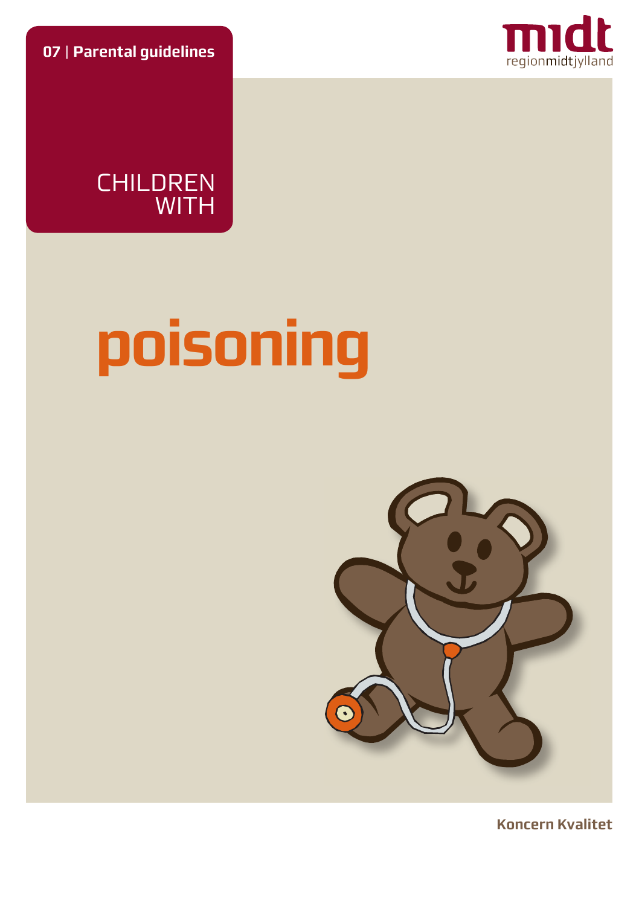07 | **Parental guidelines**

midt
regionmidtjylland

# CHILDREN WITH poisoning

**Koncern Kvalitet**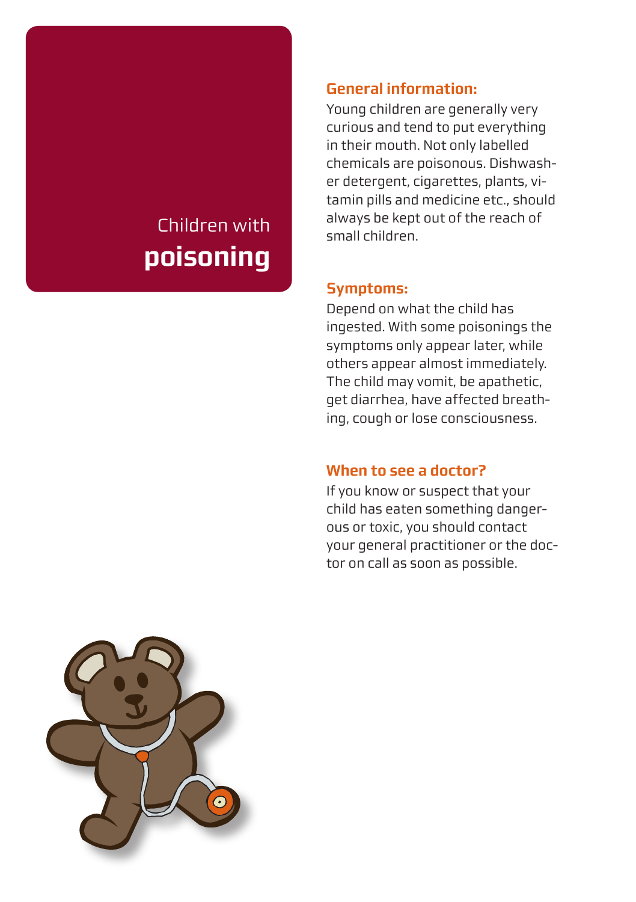# Children with **poisoning**

### General information:

Young children are generally very curious and tend to put everything in their mouth. Not only labelled chemicals are poisonous. Dishwasher detergent, cigarettes, plants, vitamin pills and medicine etc., should always be kept out of the reach of small children.

### Symptoms:

Depend on what the child has ingested. With some poisonings the symptoms only appear later, while others appear almost immediately. The child may vomit, be apathetic, get diarrhea, have affected breathing, cough or lose consciousness.

### When to see a doctor?

If you know or suspect that your child has eaten something dangerous or toxic, you should contact your general practitioner or the doctor on call as soon as possible.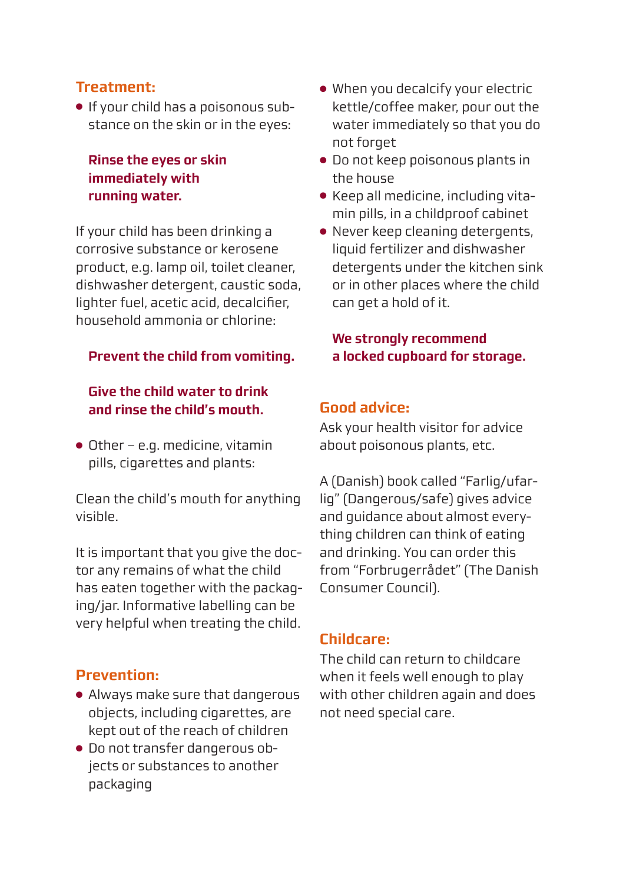## Treatment:

- If your child has a poisonous substance on the skin or in the eyes:

  **Rinse the eyes or skin immediately with running water.**

If your child has been drinking a corrosive substance or kerosene product, e.g. lamp oil, toilet cleaner, dishwasher detergent, caustic soda, lighter fuel, acetic acid, decalcifier, household ammonia or chlorine:

  **Prevent the child from vomiting.**

  **Give the child water to drink and rinse the child's mouth.**

- Other – e.g. medicine, vitamin pills, cigarettes and plants:

Clean the child's mouth for anything visible.

It is important that you give the doctor any remains of what the child has eaten together with the packaging/jar. Informative labelling can be very helpful when treating the child.

## Prevention:

- Always make sure that dangerous objects, including cigarettes, are kept out of the reach of children
- Do not transfer dangerous objects or substances to another packaging
- When you decalcify your electric kettle/coffee maker, pour out the water immediately so that you do not forget
- Do not keep poisonous plants in the house
- Keep all medicine, including vitamin pills, in a childproof cabinet
- Never keep cleaning detergents, liquid fertilizer and dishwasher detergents under the kitchen sink or in other places where the child can get a hold of it.

  **We strongly recommend a locked cupboard for storage.**

## Good advice:

Ask your health visitor for advice about poisonous plants, etc.

A (Danish) book called "Farlig/ufarlig" (Dangerous/safe) gives advice and guidance about almost everything children can think of eating and drinking. You can order this from "Forbrugerrådet" (The Danish Consumer Council).

## Childcare:

The child can return to childcare when it feels well enough to play with other children again and does not need special care.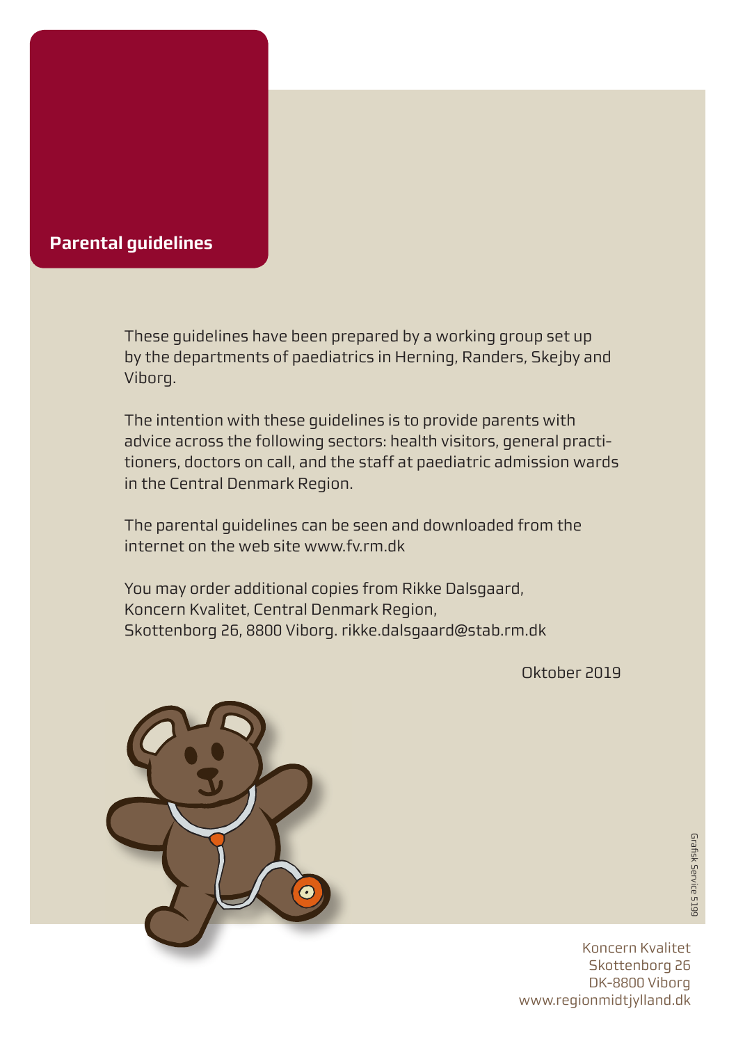**Parental guidelines**

These guidelines have been prepared by a working group set up by the departments of paediatrics in Herning, Randers, Skejby and Viborg.

The intention with these guidelines is to provide parents with advice across the following sectors: health visitors, general practitioners, doctors on call, and the staff at paediatric admission wards in the Central Denmark Region.

The parental guidelines can be seen and downloaded from the internet on the web site www.fv.rm.dk

You may order additional copies from Rikke Dalsgaard, Koncern Kvalitet, Central Denmark Region, Skottenborg 26, 8800 Viborg. rikke.dalsgaard@stab.rm.dk

Oktober 2019

Grafisk Service 5199

Koncern Kvalitet
Skottenborg 26
DK-8800 Viborg
www.regionmidtjylland.dk